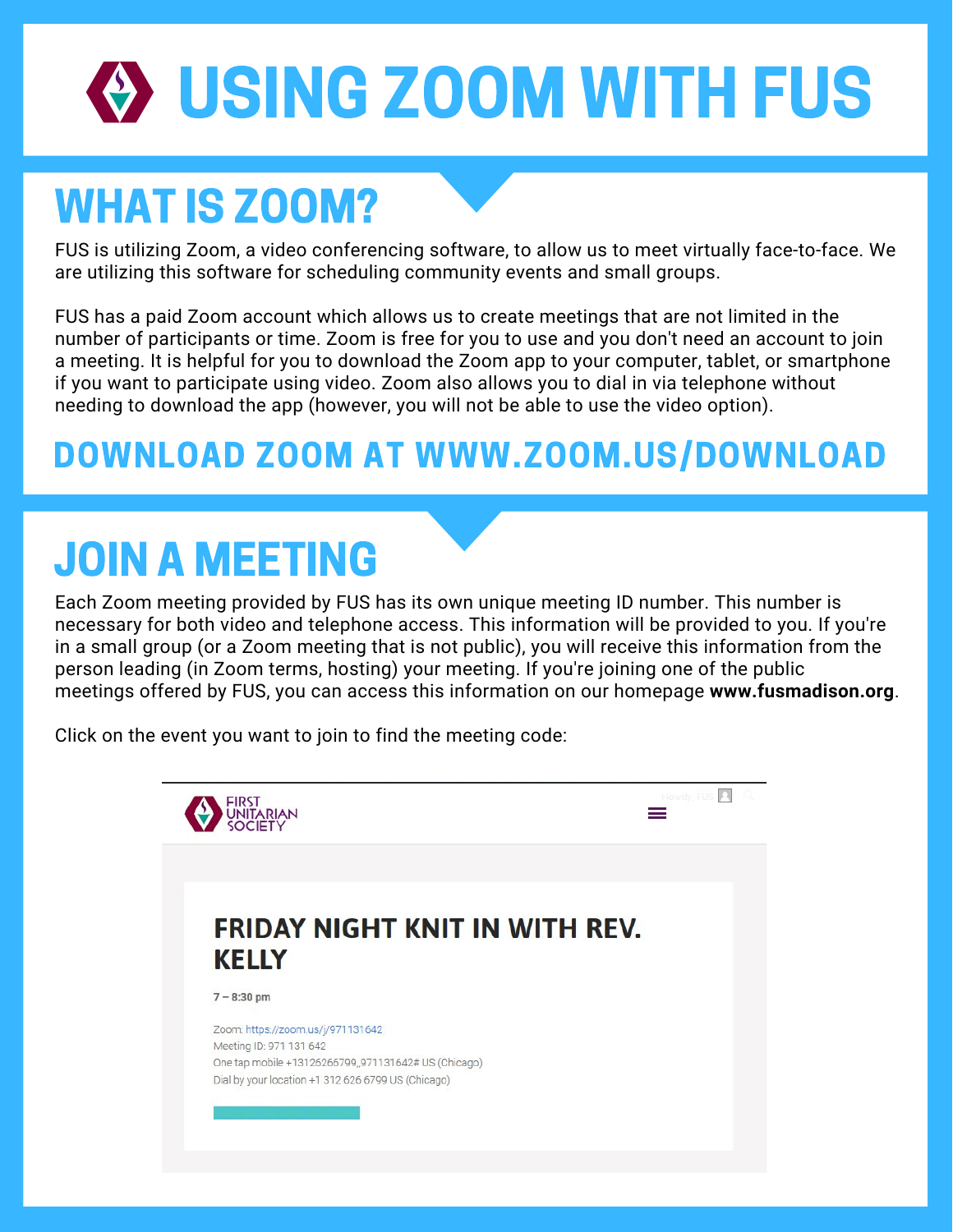# USING ZOOM WITH FUS

## WHAT IS ZOOM?

FUS is utilizing Zoom, a video conferencing software, to allow us to meet virtually face-to-face. We are utilizing this software for scheduling community events and small groups.

FUS has a paid Zoom account which allows us to create meetings that are not limited in the number of participants or time. Zoom is free for you to use and you don't need an account to join a meeting. It is helpful for you to download the Zoom app to your computer, tablet, or smartphone if you want to participate using video. Zoom also allows you to dial in via telephone without needing to download the app (however, you will not be able to use the video option).

### DOWNLOAD ZOOM AT WWW.ZOOM.US/DOWNLOAD

## JOIN A MEETING

Each Zoom meeting provided by FUS has its own unique meeting ID number. This number is necessary for both video and telephone access. This information will be provided to you. If you're in a small group (or a Zoom meeting that is not public), you will receive this information from the person leading (in Zoom terms, hosting) your meeting. If you're joining one of the public meetings offered by FUS, you can access this information on our homepage **www.fusmadison.org**.

Click on the event you want to join to find the meeting code:

FIRST UNITARIAN SOCIETY

**FRIDAY NIGHT KNIT IN WITH REV. KELLY**

7 – 8:30 pm

Zoom: https://zoom.us/j/971131642
Meeting ID: 971 131 642
One tap mobile +13126266799,,971131642# US (Chicago)
Dial by your location +1 312 626 6799 US (Chicago)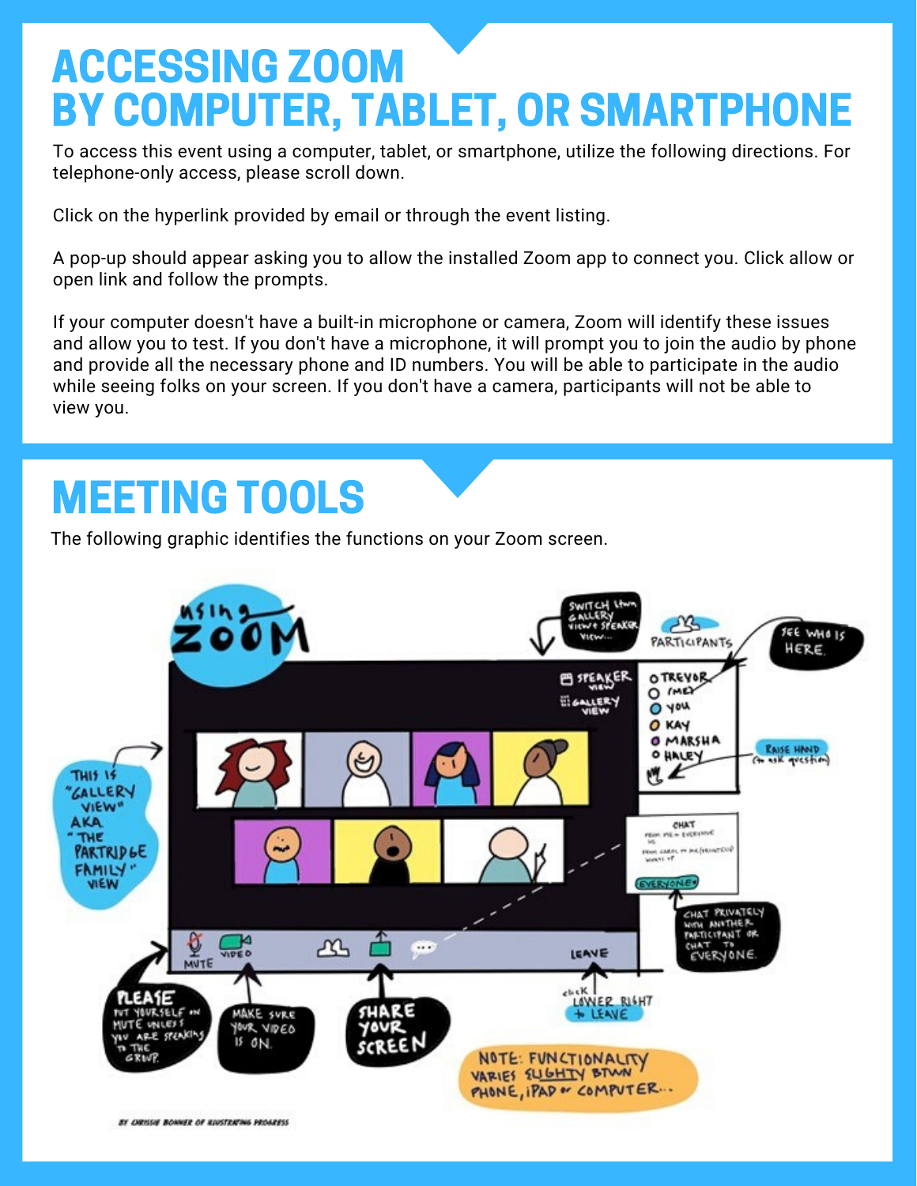# ACCESSING ZOOM BY COMPUTER, TABLET, OR SMARTPHONE

To access this event using a computer, tablet, or smartphone, utilize the following directions. For telephone-only access, please scroll down.

Click on the hyperlink provided by email or through the event listing.

A pop-up should appear asking you to allow the installed Zoom app to connect you. Click allow or open link and follow the prompts.

If your computer doesn't have a built-in microphone or camera, Zoom will identify these issues and allow you to test. If you don't have a microphone, it will prompt you to join the audio by phone and provide all the necessary phone and ID numbers. You will be able to participate in the audio while seeing folks on your screen. If you don't have a camera, participants will not be able to view you.

# MEETING TOOLS

The following graphic identifies the functions on your Zoom screen.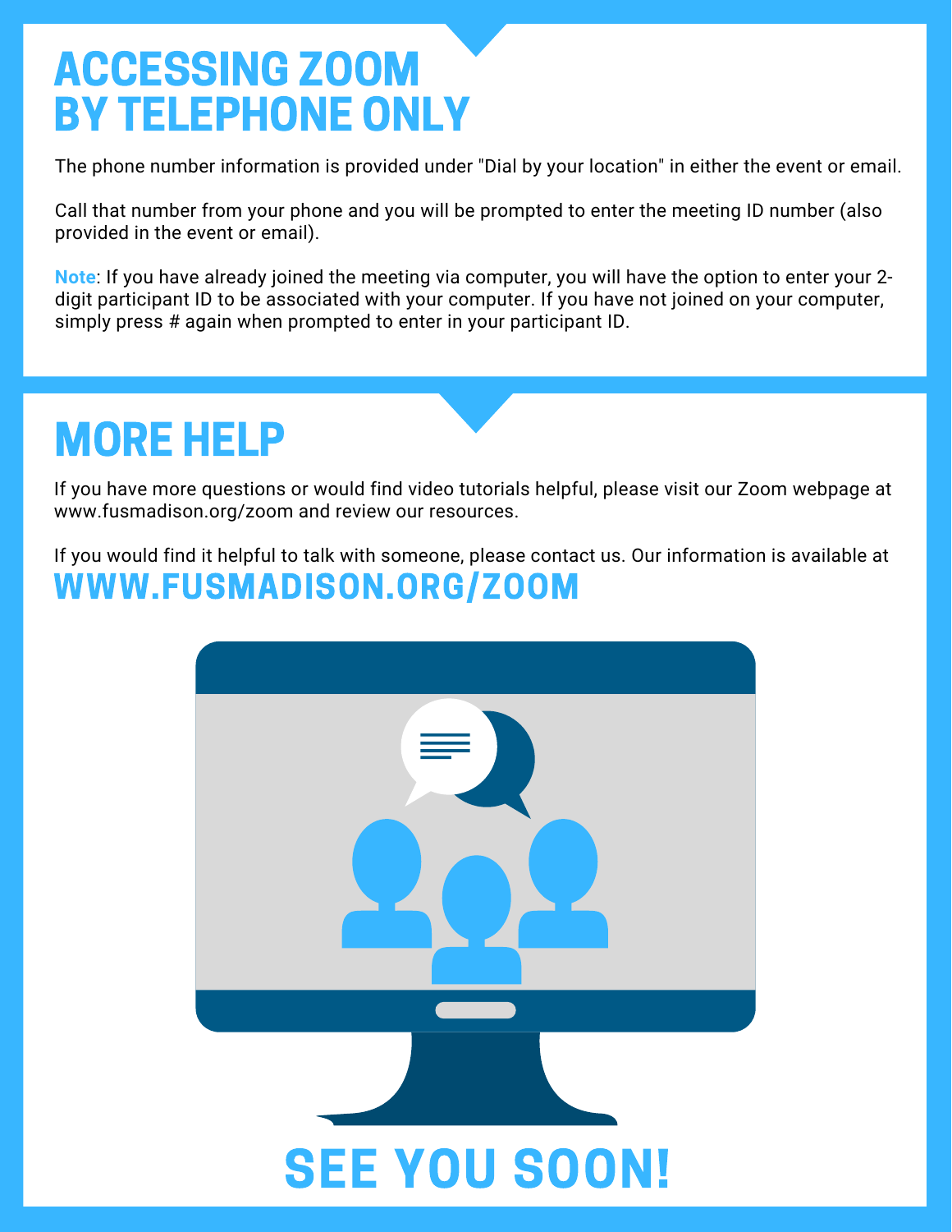# ACCESSING ZOOM BY TELEPHONE ONLY

The phone number information is provided under "Dial by your location" in either the event or email.

Call that number from your phone and you will be prompted to enter the meeting ID number (also provided in the event or email).

**Note**: If you have already joined the meeting via computer, you will have the option to enter your 2-digit participant ID to be associated with your computer. If you have not joined on your computer, simply press # again when prompted to enter in your participant ID.

# MORE HELP

If you have more questions or would find video tutorials helpful, please visit our Zoom webpage at www.fusmadison.org/zoom and review our resources.

If you would find it helpful to talk with someone, please contact us. Our information is available at

## WWW.FUSMADISON.ORG/ZOOM

# SEE YOU SOON!